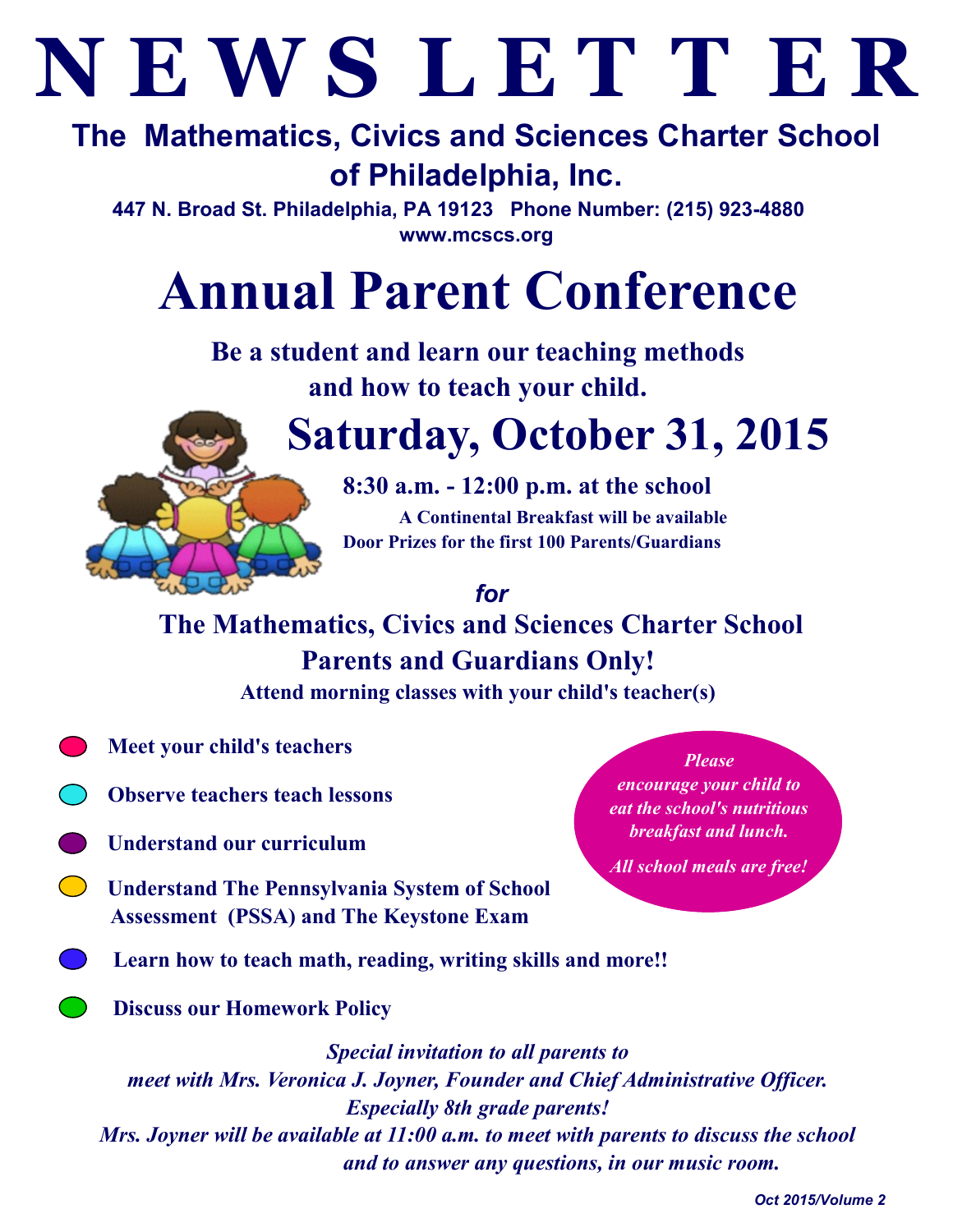# NEWSLETTER

## The Mathematics, Civics and Sciences Charter School of Philadelphia, Inc.

**447 N. Broad St. Philadelphia, PA 19123 Phone Number: (215) 923-4880**
**www.mcscs.org**

# Annual Parent Conference

**Be a student and learn our teaching methods and how to teach your child.**

## Saturday, October 31, 2015

**8:30 a.m. - 12:00 p.m. at the school**

**A Continental Breakfast will be available**

**Door Prizes for the first 100 Parents/Guardians**

***for***

## The Mathematics, Civics and Sciences Charter School Parents and Guardians Only!

**Attend morning classes with your child's teacher(s)**

- **Meet your child's teachers**
- **Observe teachers teach lessons**
- **Understand our curriculum**
- **Understand The Pennsylvania System of School Assessment (PSSA) and The Keystone Exam**
- **Learn how to teach math, reading, writing skills and more!!**
- **Discuss our Homework Policy**

***Please encourage your child to eat the school's nutritious breakfast and lunch.***

***All school meals are free!***

***Special invitation to all parents to meet with Mrs. Veronica J. Joyner, Founder and Chief Administrative Officer. Especially 8th grade parents!***
***Mrs. Joyner will be available at 11:00 a.m. to meet with parents to discuss the school and to answer any questions, in our music room.***

*Oct 2015/Volume 2*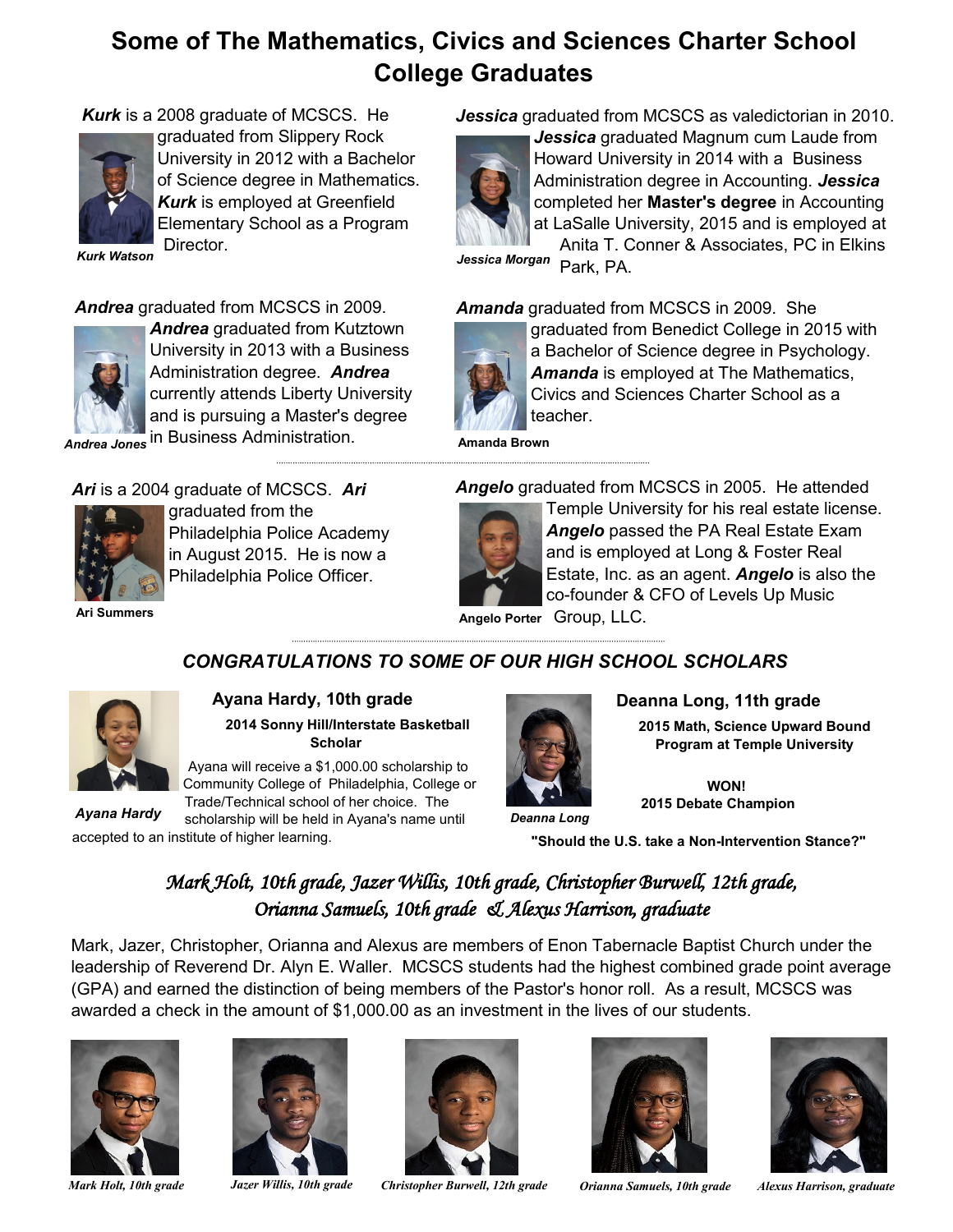# Some of The Mathematics, Civics and Sciences Charter School College Graduates

***Kurk*** is a 2008 graduate of MCSCS. He graduated from Slippery Rock University in 2012 with a Bachelor of Science degree in Mathematics. ***Kurk*** is employed at Greenfield Elementary School as a Program Director.

***Kurk Watson***

***Jessica*** graduated from MCSCS as valedictorian in 2010. ***Jessica*** graduated Magnum cum Laude from Howard University in 2014 with a Business Administration degree in Accounting. ***Jessica*** completed her **Master's degree** in Accounting at LaSalle University, 2015 and is employed at Anita T. Conner & Associates, PC in Elkins Park, PA.

***Jessica Morgan***

***Andrea*** graduated from MCSCS in 2009. ***Andrea*** graduated from Kutztown University in 2013 with a Business Administration degree. ***Andrea*** currently attends Liberty University and is pursuing a Master's degree in Business Administration.

***Andrea Jones***

***Amanda*** graduated from MCSCS in 2009. She graduated from Benedict College in 2015 with a Bachelor of Science degree in Psychology. ***Amanda*** is employed at The Mathematics, Civics and Sciences Charter School as a teacher.

**Amanda Brown**

***Ari*** is a 2004 graduate of MCSCS. ***Ari*** graduated from the Philadelphia Police Academy in August 2015. He is now a Philadelphia Police Officer.

**Ari Summers**

***Angelo*** graduated from MCSCS in 2005. He attended Temple University for his real estate license. ***Angelo*** passed the PA Real Estate Exam and is employed at Long & Foster Real Estate, Inc. as an agent. ***Angelo*** is also the co-founder & CFO of Levels Up Music Group, LLC.

**Angelo Porter**

## *CONGRATULATIONS TO SOME OF OUR HIGH SCHOOL SCHOLARS*

### Ayana Hardy, 10th grade

**2014 Sonny Hill/Interstate Basketball Scholar**

Ayana will receive a $1,000.00 scholarship to Community College of Philadelphia, College or Trade/Technical school of her choice. The scholarship will be held in Ayana's name until accepted to an institute of higher learning.

***Ayana Hardy***

### Deanna Long, 11th grade

**2015 Math, Science Upward Bound Program at Temple University**

**WON!**
**2015 Debate Champion**

**"Should the U.S. take a Non-Intervention Stance?"**

***Deanna Long***

## *Mark Holt, 10th grade, Jazer Willis, 10th grade, Christopher Burwell, 12th grade, Orianna Samuels, 10th grade & Alexus Harrison, graduate*

Mark, Jazer, Christopher, Orianna and Alexus are members of Enon Tabernacle Baptist Church under the leadership of Reverend Dr. Alyn E. Waller. MCSCS students had the highest combined grade point average (GPA) and earned the distinction of being members of the Pastor's honor roll. As a result, MCSCS was awarded a check in the amount of $1,000.00 as an investment in the lives of our students.

***Mark Holt, 10th grade*** | ***Jazer Willis, 10th grade*** | ***Christopher Burwell, 12th grade*** | ***Orianna Samuels, 10th grade*** | ***Alexus Harrison, graduate***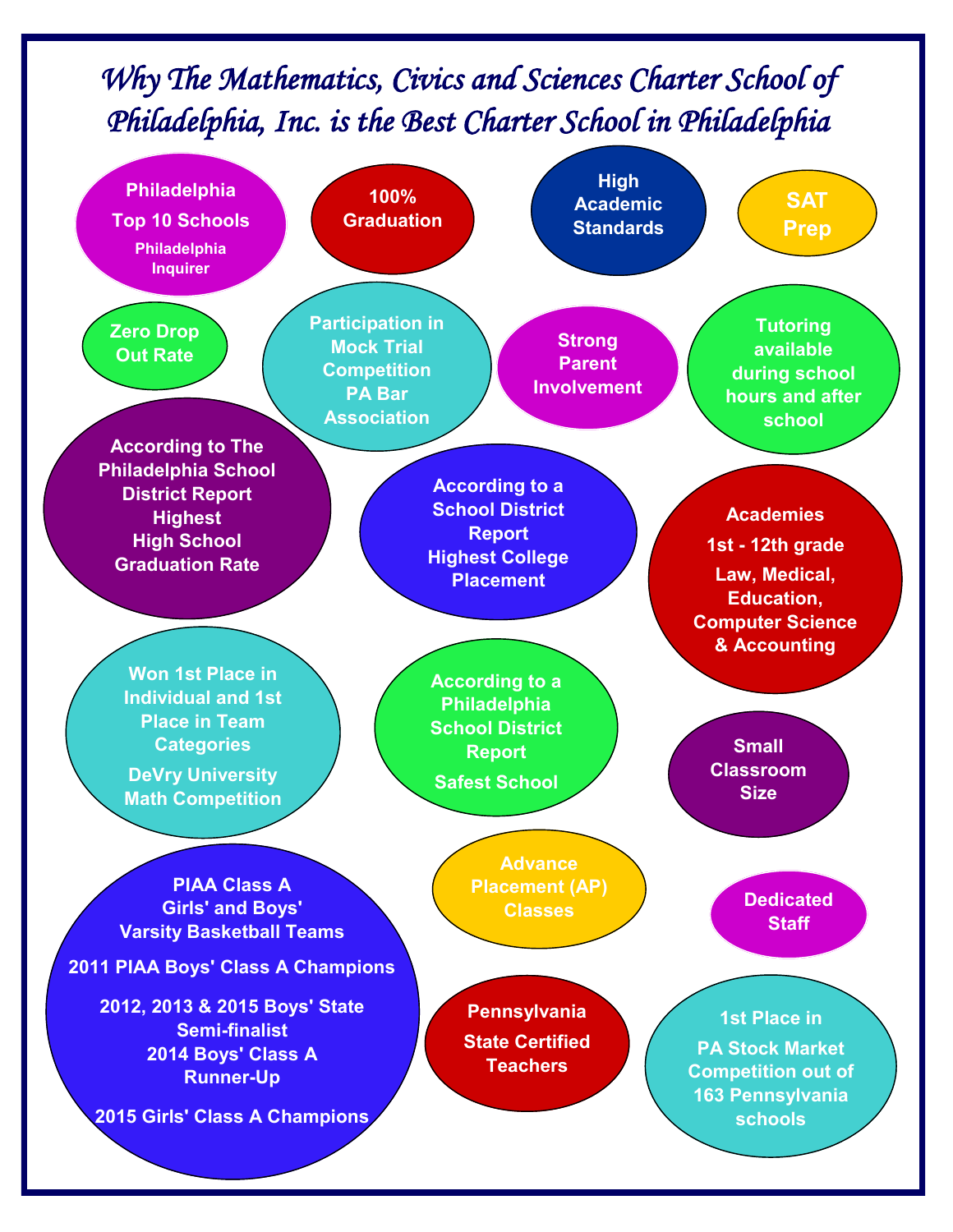# Why The Mathematics, Civics and Sciences Charter School of Philadelphia, Inc. is the Best Charter School in Philadelphia

**Philadelphia Top 10 Schools**
Philadelphia Inquirer

**100% Graduation**

**High Academic Standards**

**SAT Prep**

**Zero Drop Out Rate**

**Participation in Mock Trial Competition**
PA Bar Association

**Strong Parent Involvement**

**Tutoring available during school hours and after school**

**According to The Philadelphia School District Report Highest High School Graduation Rate**

**According to a School District Report Highest College Placement**

**Academies**
1st - 12th grade
Law, Medical, Education, Computer Science & Accounting

**Won 1st Place in Individual and 1st Place in Team Categories**
DeVry University Math Competition

**According to a Philadelphia School District Report**
Safest School

**Small Classroom Size**

**PIAA Class A Girls' and Boys' Varsity Basketball Teams**
- 2011 PIAA Boys' Class A Champions
- 2012, 2013 & 2015 Boys' State Semi-finalist
- 2014 Boys' Class A Runner-Up
- 2015 Girls' Class A Champions

**Advance Placement (AP) Classes**

**Dedicated Staff**

**Pennsylvania State Certified Teachers**

**1st Place in PA Stock Market Competition out of 163 Pennsylvania schools**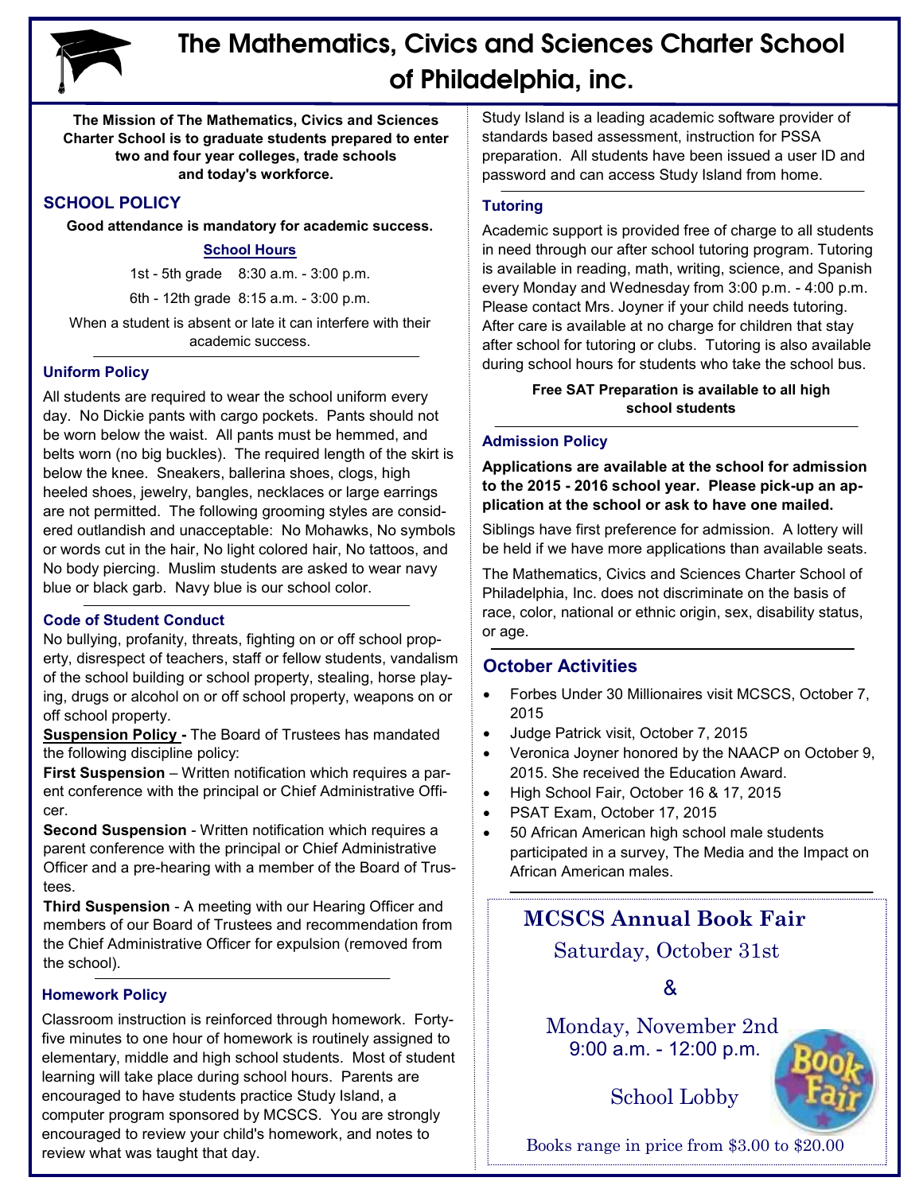# The Mathematics, Civics and Sciences Charter School of Philadelphia, inc.

**The Mission of The Mathematics, Civics and Sciences Charter School is to graduate students prepared to enter two and four year colleges, trade schools and today's workforce.**

## SCHOOL POLICY

**Good attendance is mandatory for academic success.**

**School Hours**

1st - 5th grade 8:30 a.m. - 3:00 p.m.

6th - 12th grade 8:15 a.m. - 3:00 p.m.

When a student is absent or late it can interfere with their academic success.

### Uniform Policy

All students are required to wear the school uniform every day. No Dickie pants with cargo pockets. Pants should not be worn below the waist. All pants must be hemmed, and belts worn (no big buckles). The required length of the skirt is below the knee. Sneakers, ballerina shoes, clogs, high heeled shoes, jewelry, bangles, necklaces or large earrings are not permitted. The following grooming styles are considered outlandish and unacceptable: No Mohawks, No symbols or words cut in the hair, No light colored hair, No tattoos, and No body piercing. Muslim students are asked to wear navy blue or black garb. Navy blue is our school color.

### Code of Student Conduct

No bullying, profanity, threats, fighting on or off school property, disrespect of teachers, staff or fellow students, vandalism of the school building or school property, stealing, horse playing, drugs or alcohol on or off school property, weapons on or off school property.

**Suspension Policy -** The Board of Trustees has mandated the following discipline policy:

**First Suspension** – Written notification which requires a parent conference with the principal or Chief Administrative Officer.

**Second Suspension** - Written notification which requires a parent conference with the principal or Chief Administrative Officer and a pre-hearing with a member of the Board of Trustees.

**Third Suspension** - A meeting with our Hearing Officer and members of our Board of Trustees and recommendation from the Chief Administrative Officer for expulsion (removed from the school).

### Homework Policy

Classroom instruction is reinforced through homework. Forty-five minutes to one hour of homework is routinely assigned to elementary, middle and high school students. Most of student learning will take place during school hours. Parents are encouraged to have students practice Study Island, a computer program sponsored by MCSCS. You are strongly encouraged to review your child's homework, and notes to review what was taught that day.

Study Island is a leading academic software provider of standards based assessment, instruction for PSSA preparation. All students have been issued a user ID and password and can access Study Island from home.

### Tutoring

Academic support is provided free of charge to all students in need through our after school tutoring program. Tutoring is available in reading, math, writing, science, and Spanish every Monday and Wednesday from 3:00 p.m. - 4:00 p.m. Please contact Mrs. Joyner if your child needs tutoring. After care is available at no charge for children that stay after school for tutoring or clubs. Tutoring is also available during school hours for students who take the school bus.

**Free SAT Preparation is available to all high school students**

### Admission Policy

**Applications are available at the school for admission to the 2015 - 2016 school year. Please pick-up an application at the school or ask to have one mailed.**

Siblings have first preference for admission. A lottery will be held if we have more applications than available seats.

The Mathematics, Civics and Sciences Charter School of Philadelphia, Inc. does not discriminate on the basis of race, color, national or ethnic origin, sex, disability status, or age.

## October Activities

- Forbes Under 30 Millionaires visit MCSCS, October 7, 2015
- Judge Patrick visit, October 7, 2015
- Veronica Joyner honored by the NAACP on October 9, 2015. She received the Education Award.
- High School Fair, October 16 & 17, 2015
- PSAT Exam, October 17, 2015
- 50 African American high school male students participated in a survey, The Media and the Impact on African American males.

## MCSCS Annual Book Fair

Saturday, October 31st

&

Monday, November 2nd
9:00 a.m. - 12:00 p.m.

School Lobby

Books range in price from $3.00 to $20.00